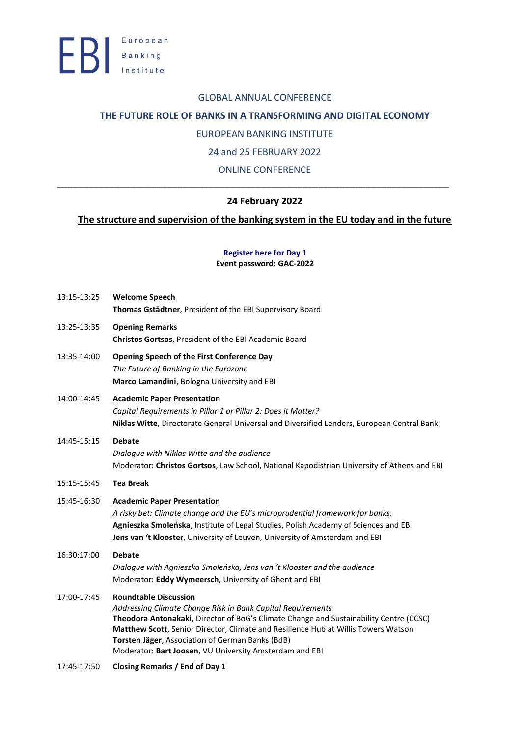European Banking Institute

GLOBAL ANNUAL CONFERENCE

# THE FUTURE ROLE OF BANKS IN A TRANSFORMING AND DIGITAL ECONOMY

EUROPEAN BANKING INSTITUTE

24 and 25 FEBRUARY 2022

ONLINE CONFERENCE

---

## 24 February 2022

## The structure and supervision of the banking system in the EU today and in the future

**Register here for Day 1**

**Event password: GAC-2022**

13:15-13:25 **Welcome Speech**
**Thomas Gstädtner**, President of the EBI Supervisory Board

13:25-13:35 **Opening Remarks**
**Christos Gortsos**, President of the EBI Academic Board

13:35-14:00 **Opening Speech of the First Conference Day**
*The Future of Banking in the Eurozone*
**Marco Lamandini**, Bologna University and EBI

14:00-14:45 **Academic Paper Presentation**
*Capital Requirements in Pillar 1 or Pillar 2: Does it Matter?*
**Niklas Witte**, Directorate General Universal and Diversified Lenders, European Central Bank

14:45-15:15 **Debate**
*Dialogue with Niklas Witte and the audience*
Moderator: **Christos Gortsos**, Law School, National Kapodistrian University of Athens and EBI

15:15-15:45 **Tea Break**

15:45-16:30 **Academic Paper Presentation**
*A risky bet: Climate change and the EU's microprudential framework for banks.*
**Agnieszka Smoleńska**, Institute of Legal Studies, Polish Academy of Sciences and EBI
**Jens van 't Klooster**, University of Leuven, University of Amsterdam and EBI

16:30:17:00 **Debate**
*Dialogue with Agnieszka Smoleńska, Jens van 't Klooster and the audience*
Moderator: **Eddy Wymeersch**, University of Ghent and EBI

17:00-17:45 **Roundtable Discussion**
*Addressing Climate Change Risk in Bank Capital Requirements*
**Theodora Antonakaki**, Director of BoG's Climate Change and Sustainability Centre (CCSC)
**Matthew Scott**, Senior Director, Climate and Resilience Hub at Willis Towers Watson
**Torsten Jäger**, Association of German Banks (BdB)
Moderator: **Bart Joosen**, VU University Amsterdam and EBI

17:45-17:50 **Closing Remarks / End of Day 1**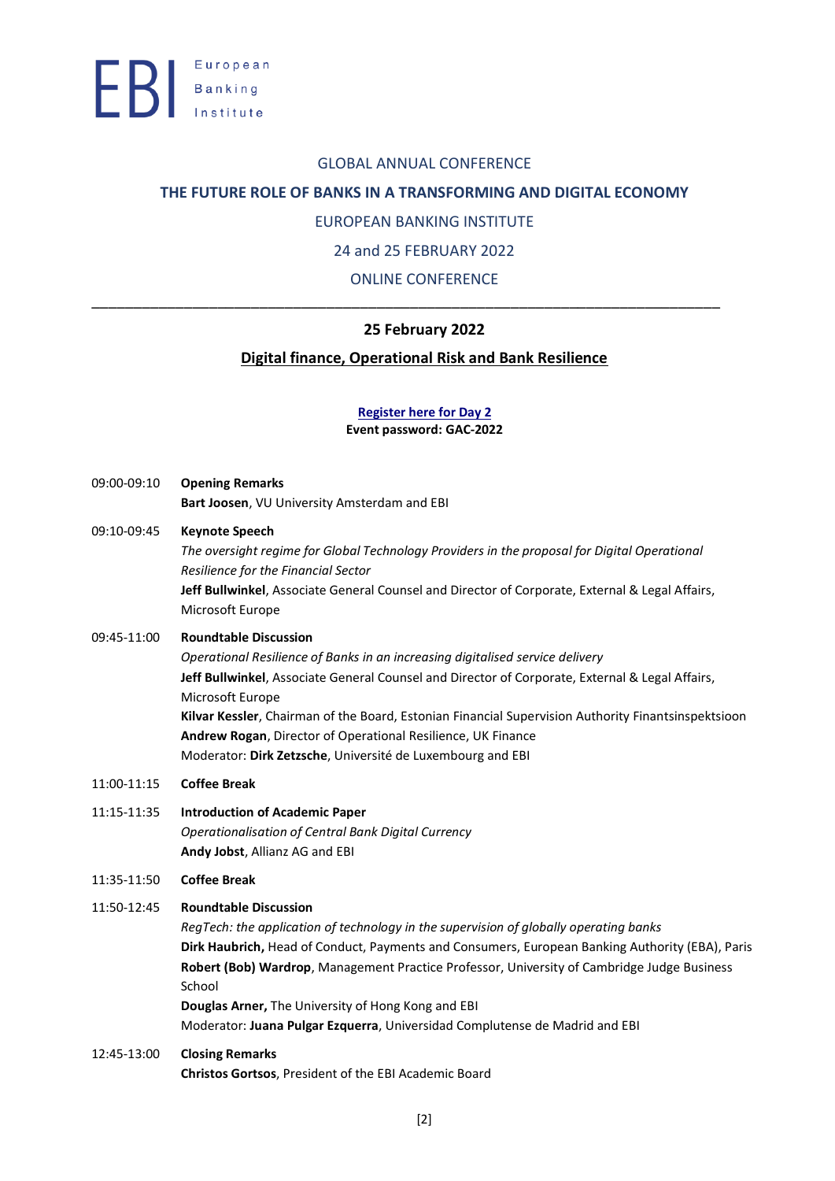European Banking Institute

GLOBAL ANNUAL CONFERENCE

**THE FUTURE ROLE OF BANKS IN A TRANSFORMING AND DIGITAL ECONOMY**

EUROPEAN BANKING INSTITUTE

24 and 25 FEBRUARY 2022

ONLINE CONFERENCE

---

## 25 February 2022

## Digital finance, Operational Risk and Bank Resilience

**Register here for Day 2**
**Event password: GAC-2022**

09:00-09:10 **Opening Remarks**
**Bart Joosen**, VU University Amsterdam and EBI

09:10-09:45 **Keynote Speech**
*The oversight regime for Global Technology Providers in the proposal for Digital Operational Resilience for the Financial Sector*
**Jeff Bullwinkel**, Associate General Counsel and Director of Corporate, External & Legal Affairs, Microsoft Europe

09:45-11:00 **Roundtable Discussion**
*Operational Resilience of Banks in an increasing digitalised service delivery*
**Jeff Bullwinkel**, Associate General Counsel and Director of Corporate, External & Legal Affairs, Microsoft Europe
**Kilvar Kessler**, Chairman of the Board, Estonian Financial Supervision Authority Finantsinspektsioon
**Andrew Rogan**, Director of Operational Resilience, UK Finance
Moderator: **Dirk Zetzsche**, Université de Luxembourg and EBI

11:00-11:15 **Coffee Break**

11:15-11:35 **Introduction of Academic Paper**
*Operationalisation of Central Bank Digital Currency*
**Andy Jobst**, Allianz AG and EBI

11:35-11:50 **Coffee Break**

11:50-12:45 **Roundtable Discussion**
*RegTech: the application of technology in the supervision of globally operating banks*
**Dirk Haubrich,** Head of Conduct, Payments and Consumers, European Banking Authority (EBA), Paris
**Robert (Bob) Wardrop**, Management Practice Professor, University of Cambridge Judge Business School
**Douglas Arner,** The University of Hong Kong and EBI
Moderator: **Juana Pulgar Ezquerra**, Universidad Complutense de Madrid and EBI

12:45-13:00 **Closing Remarks**
**Christos Gortsos**, President of the EBI Academic Board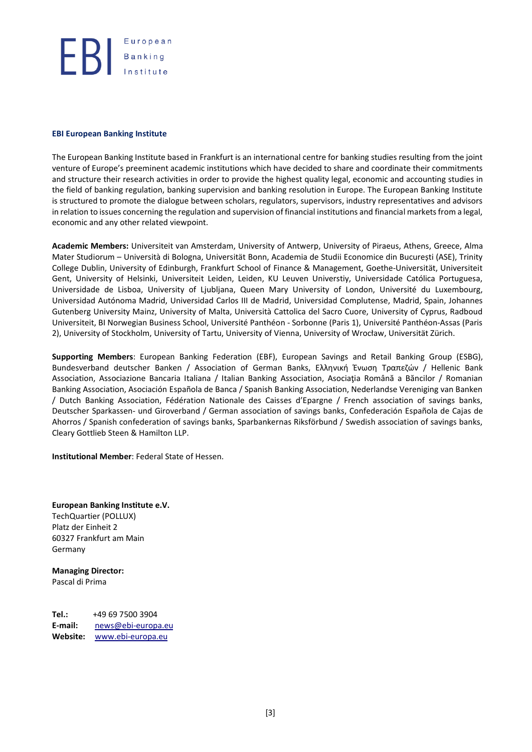EBI European Banking Institute

**EBI European Banking Institute**

The European Banking Institute based in Frankfurt is an international centre for banking studies resulting from the joint venture of Europe's preeminent academic institutions which have decided to share and coordinate their commitments and structure their research activities in order to provide the highest quality legal, economic and accounting studies in the field of banking regulation, banking supervision and banking resolution in Europe. The European Banking Institute is structured to promote the dialogue between scholars, regulators, supervisors, industry representatives and advisors in relation to issues concerning the regulation and supervision of financial institutions and financial markets from a legal, economic and any other related viewpoint.

**Academic Members:** Universiteit van Amsterdam, University of Antwerp, University of Piraeus, Athens, Greece, Alma Mater Studiorum – Università di Bologna, Universität Bonn, Academia de Studii Economice din București (ASE), Trinity College Dublin, University of Edinburgh, Frankfurt School of Finance & Management, Goethe-Universität, Universiteit Gent, University of Helsinki, Universiteit Leiden, Leiden, KU Leuven Universtiy, Universidade Católica Portuguesa, Universidade de Lisboa, University of Ljubljana, Queen Mary University of London, Université du Luxembourg, Universidad Autónoma Madrid, Universidad Carlos III de Madrid, Universidad Complutense, Madrid, Spain, Johannes Gutenberg University Mainz, University of Malta, Università Cattolica del Sacro Cuore, University of Cyprus, Radboud Universiteit, BI Norwegian Business School, Université Panthéon - Sorbonne (Paris 1), Université Panthéon-Assas (Paris 2), University of Stockholm, University of Tartu, University of Vienna, University of Wrocław, Universität Zürich.

**Supporting Members**: European Banking Federation (EBF), European Savings and Retail Banking Group (ESBG), Bundesverband deutscher Banken / Association of German Banks, Ελληνική Ένωση Τραπεζών / Hellenic Bank Association, Associazione Bancaria Italiana / Italian Banking Association, Asociaţia Română a Băncilor / Romanian Banking Association, Asociación Española de Banca / Spanish Banking Association, Nederlandse Vereniging van Banken / Dutch Banking Association, Fédération Nationale des Caisses d'Epargne / French association of savings banks, Deutscher Sparkassen- und Giroverband / German association of savings banks, Confederación Española de Cajas de Ahorros / Spanish confederation of savings banks, Sparbankernas Riksförbund / Swedish association of savings banks, Cleary Gottlieb Steen & Hamilton LLP.

**Institutional Member**: Federal State of Hessen.

**European Banking Institute e.V.**
TechQuartier (POLLUX)
Platz der Einheit 2
60327 Frankfurt am Main
Germany

**Managing Director:**
Pascal di Prima

**Tel.:** +49 69 7500 3904
**E-mail:** news@ebi-europa.eu
**Website:** www.ebi-europa.eu